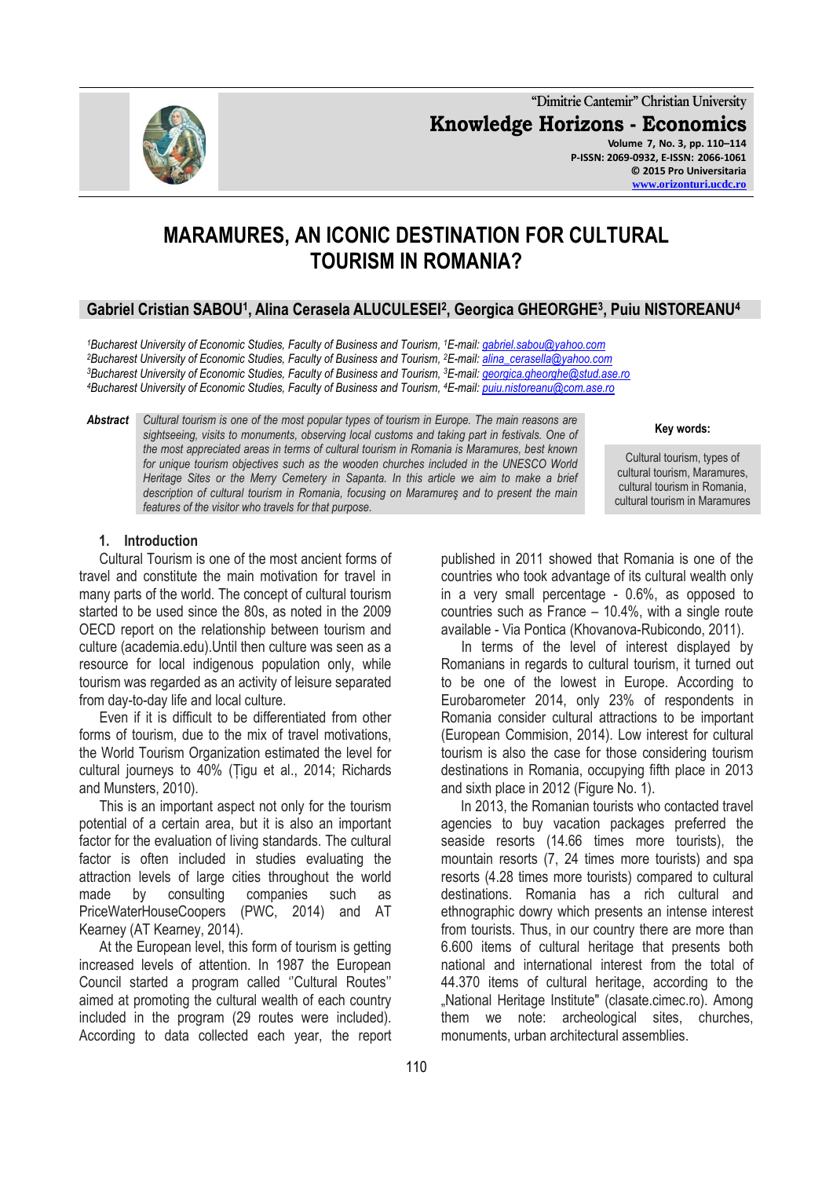# MARAMURES, AN ICONIC DESTINATION FOR CULTURAL TOURISM IN ROMANIA?

**Gabriel Cristian SABOU[1], Alina Cerasela ALUCULESEI[2], Georgica GHEORGHE[3], Puiu NISTOREANU[4]**

*[1]Bucharest University of Economic Studies, Faculty of Business and Tourism, [1]E-mail: gabriel.sabou@yahoo.com*
*[2]Bucharest University of Economic Studies, Faculty of Business and Tourism, [2]E-mail: alina_cerasella@yahoo.com*
*[3]Bucharest University of Economic Studies, Faculty of Business and Tourism, [3]E-mail: georgica.gheorghe@stud.ase.ro*
*[4]Bucharest University of Economic Studies, Faculty of Business and Tourism, [4]E-mail: puiu.nistoreanu@com.ase.ro*

***Abstract*** *Cultural tourism is one of the most popular types of tourism in Europe. The main reasons are sightseeing, visits to monuments, observing local customs and taking part in festivals. One of the most appreciated areas in terms of cultural tourism in Romania is Maramures, best known for unique tourism objectives such as the wooden churches included in the UNESCO World Heritage Sites or the Merry Cemetery in Sapanta. In this article we aim to make a brief description of cultural tourism in Romania, focusing on Maramureş and to present the main features of the visitor who travels for that purpose.*

**Key words:**

Cultural tourism, types of cultural tourism, Maramures, cultural tourism in Romania, cultural tourism in Maramures

## 1. Introduction

Cultural Tourism is one of the most ancient forms of travel and constitute the main motivation for travel in many parts of the world. The concept of cultural tourism started to be used since the 80s, as noted in the 2009 OECD report on the relationship between tourism and culture (academia.edu).Until then culture was seen as a resource for local indigenous population only, while tourism was regarded as an activity of leisure separated from day-to-day life and local culture.

Even if it is difficult to be differentiated from other forms of tourism, due to the mix of travel motivations, the World Tourism Organization estimated the level for cultural journeys to 40% (Ţigu et al., 2014; Richards and Munsters, 2010).

This is an important aspect not only for the tourism potential of a certain area, but it is also an important factor for the evaluation of living standards. The cultural factor is often included in studies evaluating the attraction levels of large cities throughout the world made by consulting companies such as PriceWaterHouseCoopers (PWC, 2014) and AT Kearney (AT Kearney, 2014).

At the European level, this form of tourism is getting increased levels of attention. In 1987 the European Council started a program called ''Cultural Routes'' aimed at promoting the cultural wealth of each country included in the program (29 routes were included). According to data collected each year, the report published in 2011 showed that Romania is one of the countries who took advantage of its cultural wealth only in a very small percentage - 0.6%, as opposed to countries such as France – 10.4%, with a single route available - Via Pontica (Khovanova-Rubicondo, 2011).

In terms of the level of interest displayed by Romanians in regards to cultural tourism, it turned out to be one of the lowest in Europe. According to Eurobarometer 2014, only 23% of respondents in Romania consider cultural attractions to be important (European Commision, 2014). Low interest for cultural tourism is also the case for those considering tourism destinations in Romania, occupying fifth place in 2013 and sixth place in 2012 (Figure No. 1).

In 2013, the Romanian tourists who contacted travel agencies to buy vacation packages preferred the seaside resorts (14.66 times more tourists), the mountain resorts (7, 24 times more tourists) and spa resorts (4.28 times more tourists) compared to cultural destinations. Romania has a rich cultural and ethnographic dowry which presents an intense interest from tourists. Thus, in our country there are more than 6.600 items of cultural heritage that presents both national and international interest from the total of 44.370 items of cultural heritage, according to the „National Heritage Institute" (clasate.cimec.ro). Among them we note: archeological sites, churches, monuments, urban architectural assemblies.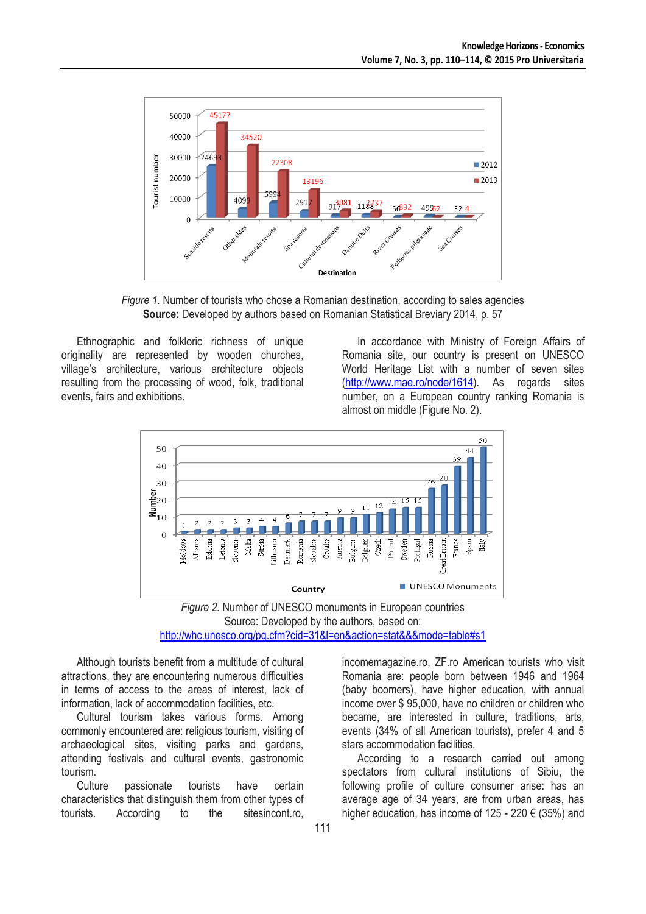Tourist number

50000
40000
30000
20000
10000
0

45177
24693
34520
4099
22308
6994
13196
2917
3081
917
2737
1188
892
56
62
495
4
32

Seaside resorts
Other sides
Mountain resorts
Spa resorts
Cultural destinations
Danube Delta
River Cruises
Religious pilgrimage
Sea Cruises

Destination

2012
2013

*Figure 1.* Number of tourists who chose a Romanian destination, according to sales agencies
**Source:** Developed by authors based on Romanian Statistical Breviary 2014, p. 57

Ethnographic and folkloric richness of unique originality are represented by wooden churches, village's architecture, various architecture objects resulting from the processing of wood, folk, traditional events, fairs and exhibitions.

In accordance with Ministry of Foreign Affairs of Romania site, our country is present on UNESCO World Heritage List with a number of seven sites (http://www.mae.ro/node/1614). As regards sites number, on a European country ranking Romania is almost on middle (Figure No. 2).

Number

50
40
30
20
10
0

1 2 2 2 3 3 4 4 6 7 7 7 9 9 11 12 14 15 15 26 28 39 44 50

Moldova
Albania
Estonia
Letonia
Slovenia
Malta
Serbia
Lithuania
Denmark
Romania
Slovakia
Croatia
Austria
Bulgaria
Belgium
Czech
Poland
Sweden
Portugal
Russia
Great Britain
France
Spain
Italy

Country

UNESCO Monuments

*Figure 2.* Number of UNESCO monuments in European countries
Source: Developed by the authors, based on:
http://whc.unesco.org/pg.cfm?cid=31&l=en&action=stat&&&mode=table#s1

Although tourists benefit from a multitude of cultural attractions, they are encountering numerous difficulties in terms of access to the areas of interest, lack of information, lack of accommodation facilities, etc.

Cultural tourism takes various forms. Among commonly encountered are: religious tourism, visiting of archaeological sites, visiting parks and gardens, attending festivals and cultural events, gastronomic tourism.

Culture passionate tourists have certain characteristics that distinguish them from other types of tourists. According to the sitesincont.ro, incomemagazine.ro, ZF.ro American tourists who visit Romania are: people born between 1946 and 1964 (baby boomers), have higher education, with annual income over $ 95,000, have no children or children who became, are interested in culture, traditions, arts, events (34% of all American tourists), prefer 4 and 5 stars accommodation facilities.

According to a research carried out among spectators from cultural institutions of Sibiu, the following profile of culture consumer arise: has an average age of 34 years, are from urban areas, has higher education, has income of 125 - 220 € (35%) and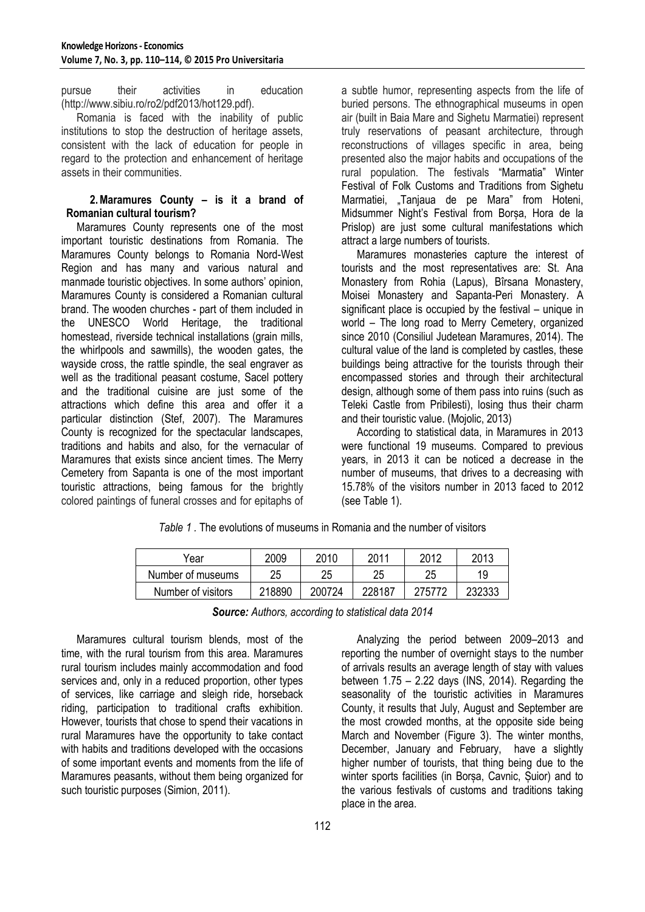pursue their activities in education (http://www.sibiu.ro/ro2/pdf2013/hot129.pdf).

Romania is faced with the inability of public institutions to stop the destruction of heritage assets, consistent with the lack of education for people in regard to the protection and enhancement of heritage assets in their communities.

## 2. Maramures County – is it a brand of Romanian cultural tourism?

Maramures County represents one of the most important touristic destinations from Romania. The Maramures County belongs to Romania Nord-West Region and has many and various natural and manmade touristic objectives. In some authors' opinion, Maramures County is considered a Romanian cultural brand. The wooden churches - part of them included in the UNESCO World Heritage, the traditional homestead, riverside technical installations (grain mills, the whirlpools and sawmills), the wooden gates, the wayside cross, the rattle spindle, the seal engraver as well as the traditional peasant costume, Sacel pottery and the traditional cuisine are just some of the attractions which define this area and offer it a particular distinction (Stef, 2007). The Maramures County is recognized for the spectacular landscapes, traditions and habits and also, for the vernacular of Maramures that exists since ancient times. The Merry Cemetery from Sapanta is one of the most important touristic attractions, being famous for the brightly colored paintings of funeral crosses and for epitaphs of a subtle humor, representing aspects from the life of buried persons. The ethnographical museums in open air (built in Baia Mare and Sighetu Marmatiei) represent truly reservations of peasant architecture, through reconstructions of villages specific in area, being presented also the major habits and occupations of the rural population. The festivals "Marmatia" Winter Festival of Folk Customs and Traditions from Sighetu Marmatiei, „Tanjaua de pe Mara" from Hoteni, Midsummer Night's Festival from Borșa, Hora de la Prislop) are just some cultural manifestations which attract a large numbers of tourists.

Maramures monasteries capture the interest of tourists and the most representatives are: St. Ana Monastery from Rohia (Lapus), Bîrsana Monastery, Moisei Monastery and Sapanta-Peri Monastery. A significant place is occupied by the festival – unique in world – The long road to Merry Cemetery, organized since 2010 (Consiliul Judetean Maramures, 2014). The cultural value of the land is completed by castles, these buildings being attractive for the tourists through their encompassed stories and through their architectural design, although some of them pass into ruins (such as Teleki Castle from Pribilesti), losing thus their charm and their touristic value. (Mojolic, 2013)

According to statistical data, in Maramures in 2013 were functional 19 museums. Compared to previous years, in 2013 it can be noticed a decrease in the number of museums, that drives to a decreasing with 15.78% of the visitors number in 2013 faced to 2012 (see Table 1).

*Table 1* . The evolutions of museums in Romania and the number of visitors

| Year | 2009 | 2010 | 2011 | 2012 | 2013 |
|---|---|---|---|---|---|
| Number of museums | 25 | 25 | 25 | 25 | 19 |
| Number of visitors | 218890 | 200724 | 228187 | 275772 | 232333 |

***Source:*** *Authors, according to statistical data 2014*

Maramures cultural tourism blends, most of the time, with the rural tourism from this area. Maramures rural tourism includes mainly accommodation and food services and, only in a reduced proportion, other types of services, like carriage and sleigh ride, horseback riding, participation to traditional crafts exhibition. However, tourists that chose to spend their vacations in rural Maramures have the opportunity to take contact with habits and traditions developed with the occasions of some important events and moments from the life of Maramures peasants, without them being organized for such touristic purposes (Simion, 2011).

Analyzing the period between 2009–2013 and reporting the number of overnight stays to the number of arrivals results an average length of stay with values between 1.75 – 2.22 days (INS, 2014). Regarding the seasonality of the touristic activities in Maramures County, it results that July, August and September are the most crowded months, at the opposite side being March and November (Figure 3). The winter months, December, January and February, have a slightly higher number of tourists, that thing being due to the winter sports facilities (in Borșa, Cavnic, Șuior) and to the various festivals of customs and traditions taking place in the area.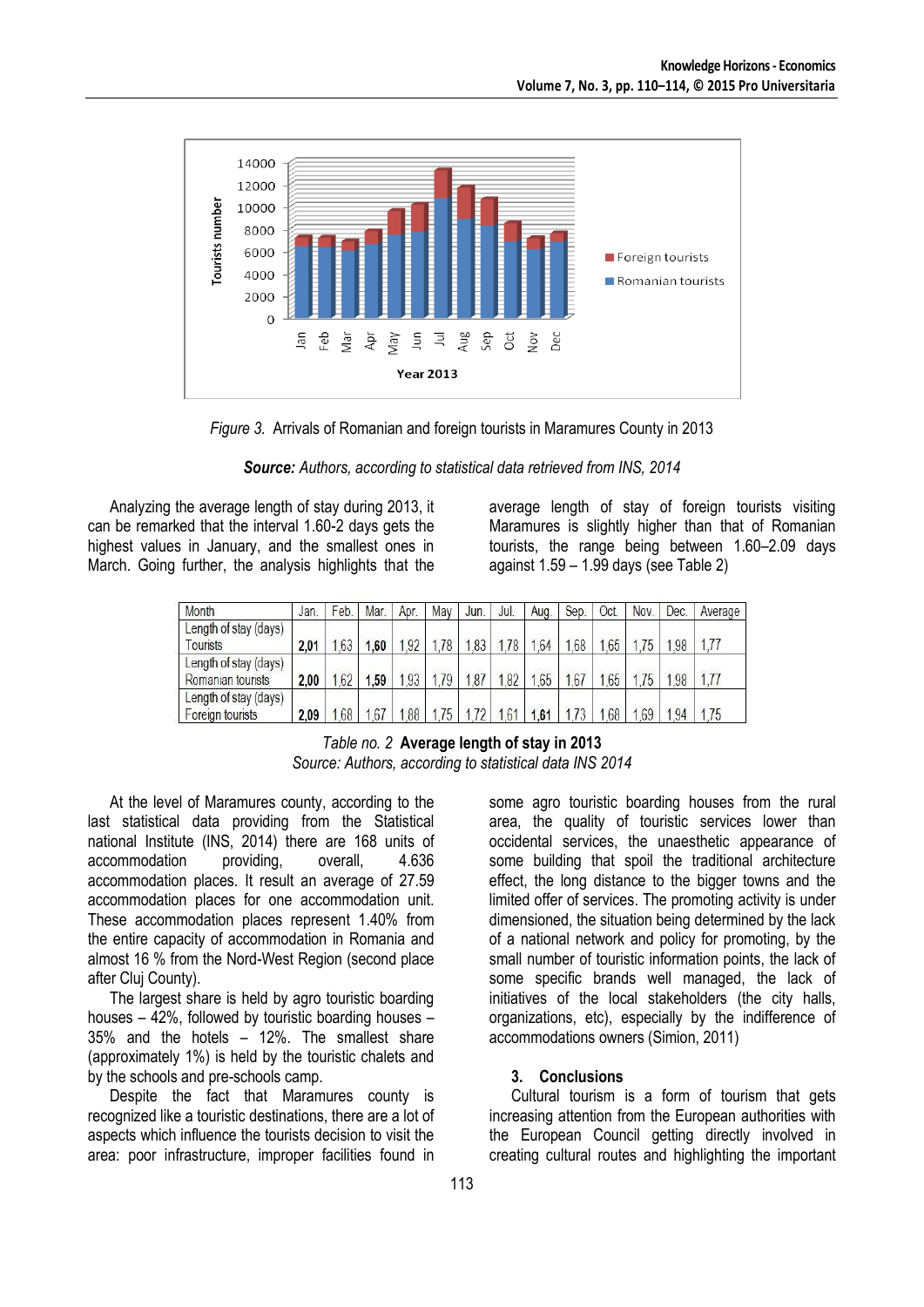*Figure 3.* Arrivals of Romanian and foreign tourists in Maramures County in 2013

***Source:*** *Authors, according to statistical data retrieved from INS, 2014*

Analyzing the average length of stay during 2013, it can be remarked that the interval 1.60-2 days gets the highest values in January, and the smallest ones in March. Going further, the analysis highlights that the average length of stay of foreign tourists visiting Maramures is slightly higher than that of Romanian tourists, the range being between 1.60–2.09 days against 1.59 – 1.99 days (see Table 2)

| Month | Jan. | Feb. | Mar. | Apr. | May | Jun. | Jul. | Aug. | Sep. | Oct. | Nov. | Dec. | Average |
|---|---|---|---|---|---|---|---|---|---|---|---|---|---|
| Length of stay (days) Tourists | **2,01** | 1,63 | **1,60** | 1,92 | 1,78 | 1,83 | 1,78 | 1,64 | 1,68 | 1,65 | 1,75 | 1,98 | 1,77 |
| Length of stay (days) Romanian tourists | **2,00** | 1,62 | **1,59** | 1,93 | 1,79 | 1,87 | 1,82 | 1,65 | 1,67 | 1,65 | 1,75 | 1,98 | 1,77 |
| Length of stay (days) Foreign tourists | **2,09** | 1,68 | 1,67 | 1,88 | 1,75 | 1,72 | 1,61 | **1,61** | 1,73 | 1,68 | 1,69 | 1,94 | 1,75 |

*Table no. 2* **Average length of stay in 2013**
*Source: Authors, according to statistical data INS 2014*

At the level of Maramures county, according to the last statistical data providing from the Statistical national Institute (INS, 2014) there are 168 units of accommodation providing, overall, 4.636 accommodation places. It result an average of 27.59 accommodation places for one accommodation unit. These accommodation places represent 1.40% from the entire capacity of accommodation in Romania and almost 16 % from the Nord-West Region (second place after Cluj County).

The largest share is held by agro touristic boarding houses – 42%, followed by touristic boarding houses – 35% and the hotels – 12%. The smallest share (approximately 1%) is held by the touristic chalets and by the schools and pre-schools camp.

Despite the fact that Maramures county is recognized like a touristic destinations, there are a lot of aspects which influence the tourists decision to visit the area: poor infrastructure, improper facilities found in some agro touristic boarding houses from the rural area, the quality of touristic services lower than occidental services, the unaesthetic appearance of some building that spoil the traditional architecture effect, the long distance to the bigger towns and the limited offer of services. The promoting activity is under dimensioned, the situation being determined by the lack of a national network and policy for promoting, by the small number of touristic information points, the lack of some specific brands well managed, the lack of initiatives of the local stakeholders (the city halls, organizations, etc), especially by the indifference of accommodations owners (Simion, 2011)

## 3. Conclusions

Cultural tourism is a form of tourism that gets increasing attention from the European authorities with the European Council getting directly involved in creating cultural routes and highlighting the important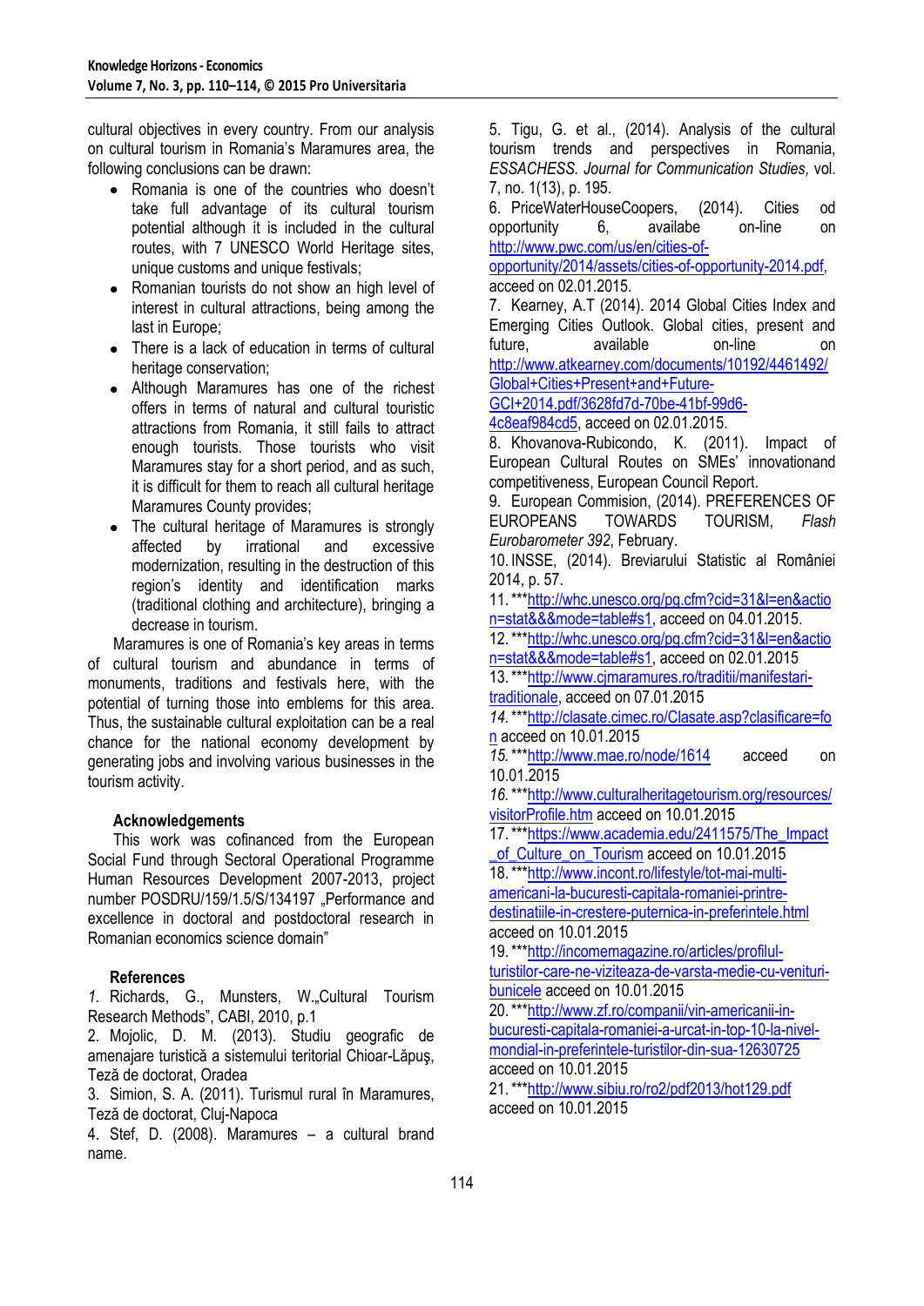cultural objectives in every country. From our analysis on cultural tourism in Romania's Maramures area, the following conclusions can be drawn:

- Romania is one of the countries who doesn't take full advantage of its cultural tourism potential although it is included in the cultural routes, with 7 UNESCO World Heritage sites, unique customs and unique festivals;
- Romanian tourists do not show an high level of interest in cultural attractions, being among the last in Europe;
- There is a lack of education in terms of cultural heritage conservation;
- Although Maramures has one of the richest offers in terms of natural and cultural touristic attractions from Romania, it still fails to attract enough tourists. Those tourists who visit Maramures stay for a short period, and as such, it is difficult for them to reach all cultural heritage Maramures County provides;
- The cultural heritage of Maramures is strongly affected by irrational and excessive modernization, resulting in the destruction of this region's identity and identification marks (traditional clothing and architecture), bringing a decrease in tourism.

Maramures is one of Romania's key areas in terms of cultural tourism and abundance in terms of monuments, traditions and festivals here, with the potential of turning those into emblems for this area. Thus, the sustainable cultural exploitation can be a real chance for the national economy development by generating jobs and involving various businesses in the tourism activity.

## Acknowledgements

This work was cofinanced from the European Social Fund through Sectoral Operational Programme Human Resources Development 2007-2013, project number POSDRU/159/1.5/S/134197 „Performance and excellence in doctoral and postdoctoral research in Romanian economics science domain"

## References

1. Richards, G., Munsters, W.„Cultural Tourism Research Methods", CABI, 2010, p.1
2. Mojolic, D. M. (2013). Studiu geografic de amenajare turistică a sistemului teritorial Chioar-Lăpuş, Teză de doctorat, Oradea
3. Simion, S. A. (2011). Turismul rural în Maramures, Teză de doctorat, Cluj-Napoca
4. Stef, D. (2008). Maramures – a cultural brand name.
5. Tigu, G. et al., (2014). Analysis of the cultural tourism trends and perspectives in Romania, *ESSACHESS. Journal for Communication Studies,* vol. 7, no. 1(13), p. 195.
6. PriceWaterHouseCoopers, (2014). Cities od opportunity 6, availabe on-line on http://www.pwc.com/us/en/cities-of-opportunity/2014/assets/cities-of-opportunity-2014.pdf, acceed on 02.01.2015.
7. Kearney, A.T (2014). 2014 Global Cities Index and Emerging Cities Outlook. Global cities, present and future, available on-line on http://www.atkearney.com/documents/10192/4461492/Global+Cities+Present+and+Future-GCI+2014.pdf/3628fd7d-70be-41bf-99d6-4c8eaf984cd5, acceed on 02.01.2015.
8. Khovanova-Rubicondo, K. (2011). Impact of European Cultural Routes on SMEs' innovationand competitiveness, European Council Report.
9. European Commision, (2014). PREFERENCES OF EUROPEANS TOWARDS TOURISM, *Flash Eurobarometer 392*, February.
10. INSSE, (2014). Breviarului Statistic al României 2014, p. 57.
11. ***http://whc.unesco.org/pg.cfm?cid=31&l=en&action=stat&&&mode=table#s1, acceed on 04.01.2015.
12. ***http://whc.unesco.org/pg.cfm?cid=31&l=en&action=stat&&&mode=table#s1, acceed on 02.01.2015
13. ***http://www.cjmaramures.ro/traditii/manifestari-traditionale, acceed on 07.01.2015
14. ***http://clasate.cimec.ro/Clasate.asp?clasificare=fon acceed on 10.01.2015
15. ***http://www.mae.ro/node/1614 acceed on 10.01.2015
16. ***http://www.culturalheritagetourism.org/resources/visitorProfile.htm acceed on 10.01.2015
17. ***https://www.academia.edu/2411575/The_Impact_of_Culture_on_Tourism acceed on 10.01.2015
18. ***http://www.incont.ro/lifestyle/tot-mai-multi-americani-la-bucuresti-capitala-romaniei-printre-destinatiile-in-crestere-puternica-in-preferintele.html acceed on 10.01.2015
19. ***http://incomemagazine.ro/articles/profilul-turistilor-care-ne-viziteaza-de-varsta-medie-cu-venituri-bunicele acceed on 10.01.2015
20. ***http://www.zf.ro/companii/vin-americanii-in-bucuresti-capitala-romaniei-a-urcat-in-top-10-la-nivel-mondial-in-preferintele-turistilor-din-sua-12630725 acceed on 10.01.2015
21. ***http://www.sibiu.ro/ro2/pdf2013/hot129.pdf acceed on 10.01.2015